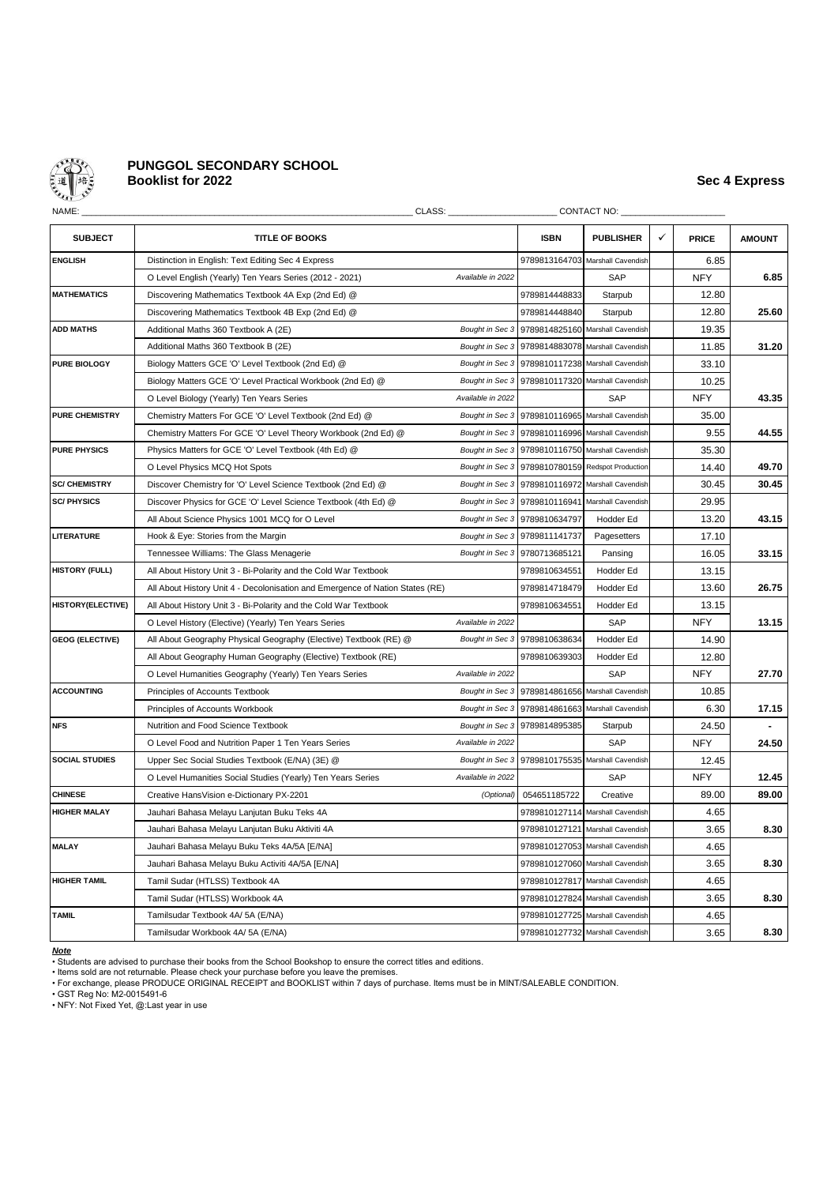# PUNGGOL SECONDARY SCHOOL
## Booklist for 2022

**Sec 4 Express**

NAME: ____________________ CLASS: ____________________ CONTACT NO: ____________________

| SUBJECT | TITLE OF BOOKS | | ISBN | PUBLISHER | ✓ | PRICE | AMOUNT |
|---|---|---|---|---|---|---|---|
| ENGLISH | Distinction in English: Text Editing Sec 4 Express | | 9789813164703 | Marshall Cavendish | | 6.85 | |
| | O Level English (Yearly) Ten Years Series (2012 - 2021) | *Available in 2022* | | SAP | | NFY | 6.85 |
| MATHEMATICS | Discovering Mathematics Textbook 4A Exp (2nd Ed) @ | | 9789814448833 | Starpub | | 12.80 | |
| | Discovering Mathematics Textbook 4B Exp (2nd Ed) @ | | 9789814448840 | Starpub | | 12.80 | 25.60 |
| ADD MATHS | Additional Maths 360 Textbook A (2E) | *Bought in Sec 3* | 9789814825160 | Marshall Cavendish | | 19.35 | |
| | Additional Maths 360 Textbook B (2E) | *Bought in Sec 3* | 9789814883078 | Marshall Cavendish | | 11.85 | 31.20 |
| PURE BIOLOGY | Biology Matters GCE 'O' Level Textbook (2nd Ed) @ | *Bought in Sec 3* | 9789810117238 | Marshall Cavendish | | 33.10 | |
| | Biology Matters GCE 'O' Level Practical Workbook (2nd Ed) @ | *Bought in Sec 3* | 9789810117320 | Marshall Cavendish | | 10.25 | |
| | O Level Biology (Yearly) Ten Years Series | *Available in 2022* | | SAP | | NFY | 43.35 |
| PURE CHEMISTRY | Chemistry Matters For GCE 'O' Level Textbook (2nd Ed) @ | *Bought in Sec 3* | 9789810116965 | Marshall Cavendish | | 35.00 | |
| | Chemistry Matters For GCE 'O' Level Theory Workbook (2nd Ed) @ | *Bought in Sec 3* | 9789810116996 | Marshall Cavendish | | 9.55 | 44.55 |
| PURE PHYSICS | Physics Matters for GCE 'O' Level Textbook (4th Ed) @ | *Bought in Sec 3* | 9789810116750 | Marshall Cavendish | | 35.30 | |
| | O Level Physics MCQ Hot Spots | *Bought in Sec 3* | 9789810780159 | Redspot Production | | 14.40 | 49.70 |
| SC/ CHEMISTRY | Discover Chemistry for 'O' Level Science Textbook (2nd Ed) @ | *Bought in Sec 3* | 9789810116972 | Marshall Cavendish | | 30.45 | 30.45 |
| SC/ PHYSICS | Discover Physics for GCE 'O' Level Science Textbook (4th Ed) @ | *Bought in Sec 3* | 9789810116941 | Marshall Cavendish | | 29.95 | |
| | All About Science Physics 1001 MCQ for O Level | *Bought in Sec 3* | 9789810634797 | Hodder Ed | | 13.20 | 43.15 |
| LITERATURE | Hook & Eye: Stories from the Margin | *Bought in Sec 3* | 9789811141737 | Pagesetters | | 17.10 | |
| | Tennessee Williams: The Glass Menagerie | *Bought in Sec 3* | 9780713685121 | Pansing | | 16.05 | 33.15 |
| HISTORY (FULL) | All About History Unit 3 - Bi-Polarity and the Cold War Textbook | | 9789810634551 | Hodder Ed | | 13.15 | |
| | All About History Unit 4 - Decolonisation and Emergence of Nation States (RE) | | 9789814718479 | Hodder Ed | | 13.60 | 26.75 |
| HISTORY(ELECTIVE) | All About History Unit 3 - Bi-Polarity and the Cold War Textbook | | 9789810634551 | Hodder Ed | | 13.15 | |
| | O Level History (Elective) (Yearly) Ten Years Series | *Available in 2022* | | SAP | | NFY | 13.15 |
| GEOG (ELECTIVE) | All About Geography Physical Geography (Elective) Textbook (RE) @ | *Bought in Sec 3* | 9789810638634 | Hodder Ed | | 14.90 | |
| | All About Geography Human Geography (Elective) Textbook (RE) | | 9789810639303 | Hodder Ed | | 12.80 | |
| | O Level Humanities Geography (Yearly) Ten Years Series | *Available in 2022* | | SAP | | NFY | 27.70 |
| ACCOUNTING | Principles of Accounts Textbook | *Bought in Sec 3* | 9789814861656 | Marshall Cavendish | | 10.85 | |
| | Principles of Accounts Workbook | *Bought in Sec 3* | 9789814861663 | Marshall Cavendish | | 6.30 | 17.15 |
| NFS | Nutrition and Food Science Textbook | *Bought in Sec 3* | 9789814895385 | Starpub | | 24.50 | - |
| | O Level Food and Nutrition Paper 1 Ten Years Series | *Available in 2022* | | SAP | | NFY | 24.50 |
| SOCIAL STUDIES | Upper Sec Social Studies Textbook (E/NA) (3E) @ | *Bought in Sec 3* | 9789810175535 | Marshall Cavendish | | 12.45 | |
| | O Level Humanities Social Studies (Yearly) Ten Years Series | *Available in 2022* | | SAP | | NFY | 12.45 |
| CHINESE | Creative HansVision e-Dictionary PX-2201 | *(Optional)* | 054651185722 | Creative | | 89.00 | 89.00 |
| HIGHER MALAY | Jauhari Bahasa Melayu Lanjutan Buku Teks 4A | | 9789810127114 | Marshall Cavendish | | 4.65 | |
| | Jauhari Bahasa Melayu Lanjutan Buku Aktiviti 4A | | 9789810127121 | Marshall Cavendish | | 3.65 | 8.30 |
| MALAY | Jauhari Bahasa Melayu Buku Teks 4A/5A [E/NA] | | 9789810127053 | Marshall Cavendish | | 4.65 | |
| | Jauhari Bahasa Melayu Buku Activiti 4A/5A [E/NA] | | 9789810127060 | Marshall Cavendish | | 3.65 | 8.30 |
| HIGHER TAMIL | Tamil Sudar (HTLSS) Textbook 4A | | 9789810127817 | Marshall Cavendish | | 4.65 | |
| | Tamil Sudar (HTLSS) Workbook 4A | | 9789810127824 | Marshall Cavendish | | 3.65 | 8.30 |
| TAMIL | Tamilsudar Textbook 4A/ 5A (E/NA) | | 9789810127725 | Marshall Cavendish | | 4.65 | |
| | Tamilsudar Workbook 4A/ 5A (E/NA) | | 9789810127732 | Marshall Cavendish | | 3.65 | 8.30 |

***Note***

- Students are advised to purchase their books from the School Bookshop to ensure the correct titles and editions.
- Items sold are not returnable. Please check your purchase before you leave the premises.
- For exchange, please PRODUCE ORIGINAL RECEIPT and BOOKLIST within 7 days of purchase. Items must be in MINT/SALEABLE CONDITION.
- GST Reg No: M2-0015491-6
- NFY: Not Fixed Yet, @:Last year in use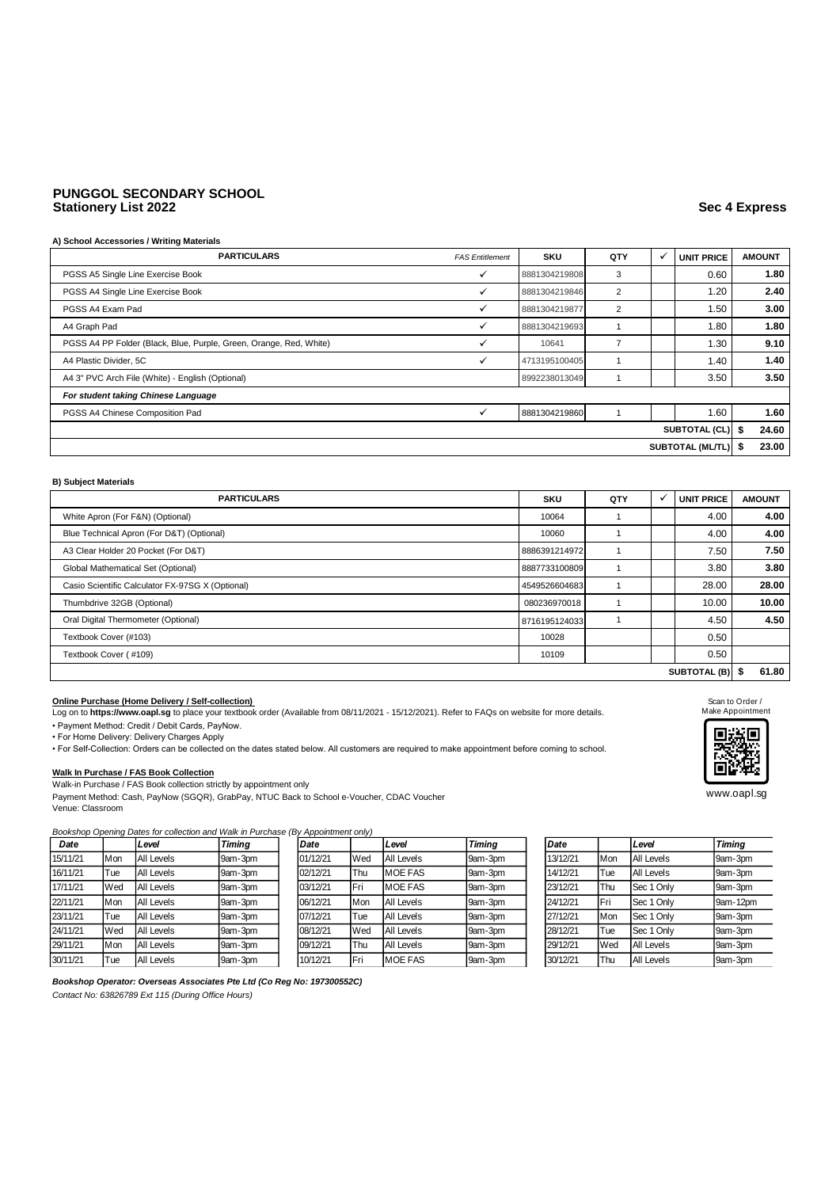**PUNGGOL SECONDARY SCHOOL**
**Stationery List 2022**

**Sec 4 Express**

**A) School Accessories / Writing Materials**

| PARTICULARS | FAS Entitlement | SKU | QTY | ✓ | UNIT PRICE | AMOUNT |
|---|---|---|---|---|---|---|
| PGSS A5 Single Line Exercise Book | ✓ | 8881304219808 | 3 | | 0.60 | 1.80 |
| PGSS A4 Single Line Exercise Book | ✓ | 8881304219846 | 2 | | 1.20 | 2.40 |
| PGSS A4 Exam Pad | ✓ | 8881304219877 | 2 | | 1.50 | 3.00 |
| A4 Graph Pad | ✓ | 8881304219693 | 1 | | 1.80 | 1.80 |
| PGSS A4 PP Folder (Black, Blue, Purple, Green, Orange, Red, White) | ✓ | 10641 | 7 | | 1.30 | 9.10 |
| A4 Plastic Divider, 5C | ✓ | 4713195100405 | 1 | | 1.40 | 1.40 |
| A4 3" PVC Arch File (White) - English (Optional) | | 8992238013049 | 1 | | 3.50 | 3.50 |
| *For student taking Chinese Language* | | | | | | |
| PGSS A4 Chinese Composition Pad | ✓ | 8881304219860 | 1 | | 1.60 | 1.60 |
| | | | | | SUBTOTAL (CL) $ | 24.60 |
| | | | | | SUBTOTAL (ML/TL) $ | 23.00 |

**B) Subject Materials**

| PARTICULARS | SKU | QTY | ✓ | UNIT PRICE | AMOUNT |
|---|---|---|---|---|---|
| White Apron (For F&N) (Optional) | 10064 | 1 | | 4.00 | 4.00 |
| Blue Technical Apron (For D&T) (Optional) | 10060 | 1 | | 4.00 | 4.00 |
| A3 Clear Holder 20 Pocket (For D&T) | 8886391214972 | 1 | | 7.50 | 7.50 |
| Global Mathematical Set (Optional) | 8887733100809 | 1 | | 3.80 | 3.80 |
| Casio Scientific Calculator FX-97SG X (Optional) | 4549526604683 | 1 | | 28.00 | 28.00 |
| Thumbdrive 32GB (Optional) | 080236970018 | 1 | | 10.00 | 10.00 |
| Oral Digital Thermometer (Optional) | 8716195124033 | 1 | | 4.50 | 4.50 |
| Textbook Cover (#103) | 10028 | | | 0.50 | |
| Textbook Cover ( #109) | 10109 | | | 0.50 | |
| | | | | SUBTOTAL (B) $ | 61.80 |

**Online Purchase (Home Delivery / Self-collection)**

Log on to **https://www.oapl.sg** to place your textbook order (Available from 08/11/2021 - 15/12/2021). Refer to FAQs on website for more details.

- Payment Method: Credit / Debit Cards, PayNow.
- For Home Delivery: Delivery Charges Apply
- For Self-Collection: Orders can be collected on the dates stated below. All customers are required to make appointment before coming to school.

Scan to Order / Make Appointment

www.oapl.sg

**Walk In Purchase / FAS Book Collection**

Walk-in Purchase / FAS Book collection strictly by appointment only

Payment Method: Cash, PayNow (SGQR), GrabPay, NTUC Back to School e-Voucher, CDAC Voucher

Venue: Classroom

*Bookshop Opening Dates for collection and Walk in Purchase (By Appointment only)*

| Date | | Level | Timing |
|---|---|---|---|
| 15/11/21 | Mon | All Levels | 9am-3pm |
| 16/11/21 | Tue | All Levels | 9am-3pm |
| 17/11/21 | Wed | All Levels | 9am-3pm |
| 22/11/21 | Mon | All Levels | 9am-3pm |
| 23/11/21 | Tue | All Levels | 9am-3pm |
| 24/11/21 | Wed | All Levels | 9am-3pm |
| 29/11/21 | Mon | All Levels | 9am-3pm |
| 30/11/21 | Tue | All Levels | 9am-3pm |
| 01/12/21 | Wed | All Levels | 9am-3pm |
| 02/12/21 | Thu | MOE FAS | 9am-3pm |
| 03/12/21 | Fri | All Levels | 9am-3pm |
| 06/12/21 | Mon | All Levels | 9am-3pm |
| 07/12/21 | Tue | All Levels | 9am-3pm |
| 08/12/21 | Wed | All Levels | 9am-3pm |
| 09/12/21 | Thu | All Levels | 9am-3pm |
| 10/12/21 | Fri | MOE FAS | 9am-3pm |
| 13/12/21 | Mon | All Levels | 9am-3pm |
| 14/12/21 | Tue | All Levels | 9am-3pm |
| 23/12/21 | Thu | Sec 1 Only | 9am-3pm |
| 24/12/21 | Fri | Sec 1 Only | 9am-12pm |
| 27/12/21 | Mon | Sec 1 Only | 9am-3pm |
| 28/12/21 | Tue | Sec 1 Only | 9am-3pm |
| 29/12/21 | Wed | All Levels | 9am-3pm |
| 30/12/21 | Thu | All Levels | 9am-3pm |

***Bookshop Operator: Overseas Associates Pte Ltd (Co Reg No: 197300552C)***

*Contact No: 63826789 Ext 115 (During Office Hours)*